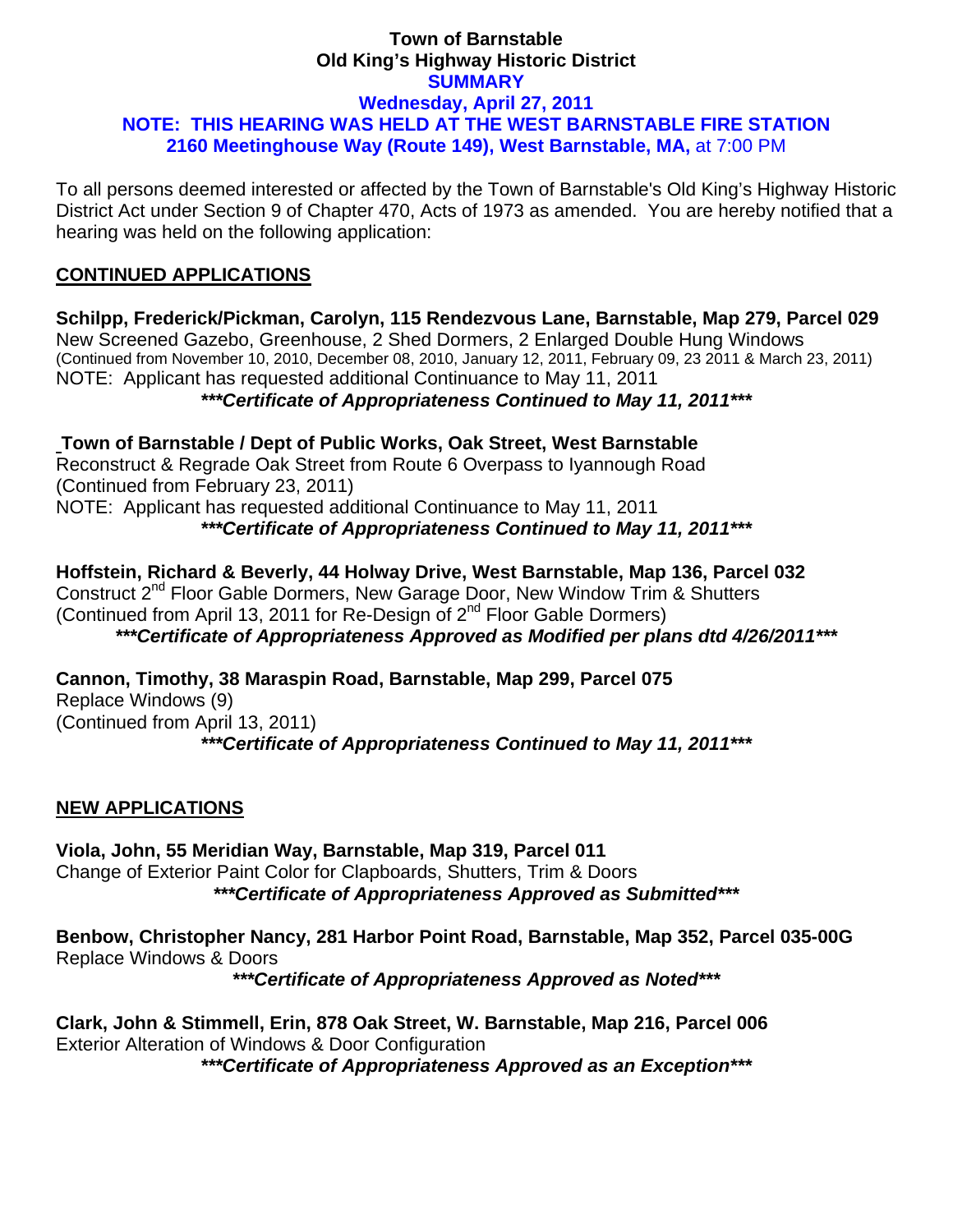# Town of Barnstable
## Old King's Highway Historic District
## SUMMARY
### Wednesday, April 27, 2011
### NOTE: THIS HEARING WAS HELD AT THE WEST BARNSTABLE FIRE STATION
### 2160 Meetinghouse Way (Route 149), West Barnstable, MA, at 7:00 PM

To all persons deemed interested or affected by the Town of Barnstable's Old King's Highway Historic District Act under Section 9 of Chapter 470, Acts of 1973 as amended. You are hereby notified that a hearing was held on the following application:

## CONTINUED APPLICATIONS

**Schilpp, Frederick/Pickman, Carolyn, 115 Rendezvous Lane, Barnstable, Map 279, Parcel 029**
New Screened Gazebo, Greenhouse, 2 Shed Dormers, 2 Enlarged Double Hung Windows
(Continued from November 10, 2010, December 08, 2010, January 12, 2011, February 09, 23 2011 & March 23, 2011)
NOTE: Applicant has requested additional Continuance to May 11, 2011

***\*\*\*Certificate of Appropriateness Continued to May 11, 2011\*\*\****

**Town of Barnstable / Dept of Public Works, Oak Street, West Barnstable**
Reconstruct & Regrade Oak Street from Route 6 Overpass to Iyannough Road
(Continued from February 23, 2011)
NOTE: Applicant has requested additional Continuance to May 11, 2011

***\*\*\*Certificate of Appropriateness Continued to May 11, 2011\*\*\****

**Hoffstein, Richard & Beverly, 44 Holway Drive, West Barnstable, Map 136, Parcel 032**
Construct 2nd Floor Gable Dormers, New Garage Door, New Window Trim & Shutters
(Continued from April 13, 2011 for Re-Design of 2nd Floor Gable Dormers)

***\*\*\*Certificate of Appropriateness Approved as Modified per plans dtd 4/26/2011\*\*\****

**Cannon, Timothy, 38 Maraspin Road, Barnstable, Map 299, Parcel 075**
Replace Windows (9)
(Continued from April 13, 2011)

***\*\*\*Certificate of Appropriateness Continued to May 11, 2011\*\*\****

## NEW APPLICATIONS

**Viola, John, 55 Meridian Way, Barnstable, Map 319, Parcel 011**
Change of Exterior Paint Color for Clapboards, Shutters, Trim & Doors

***\*\*\*Certificate of Appropriateness Approved as Submitted\*\*\****

**Benbow, Christopher Nancy, 281 Harbor Point Road, Barnstable, Map 352, Parcel 035-00G**
Replace Windows & Doors

***\*\*\*Certificate of Appropriateness Approved as Noted\*\*\****

**Clark, John & Stimmell, Erin, 878 Oak Street, W. Barnstable, Map 216, Parcel 006**
Exterior Alteration of Windows & Door Configuration

***\*\*\*Certificate of Appropriateness Approved as an Exception\*\*\****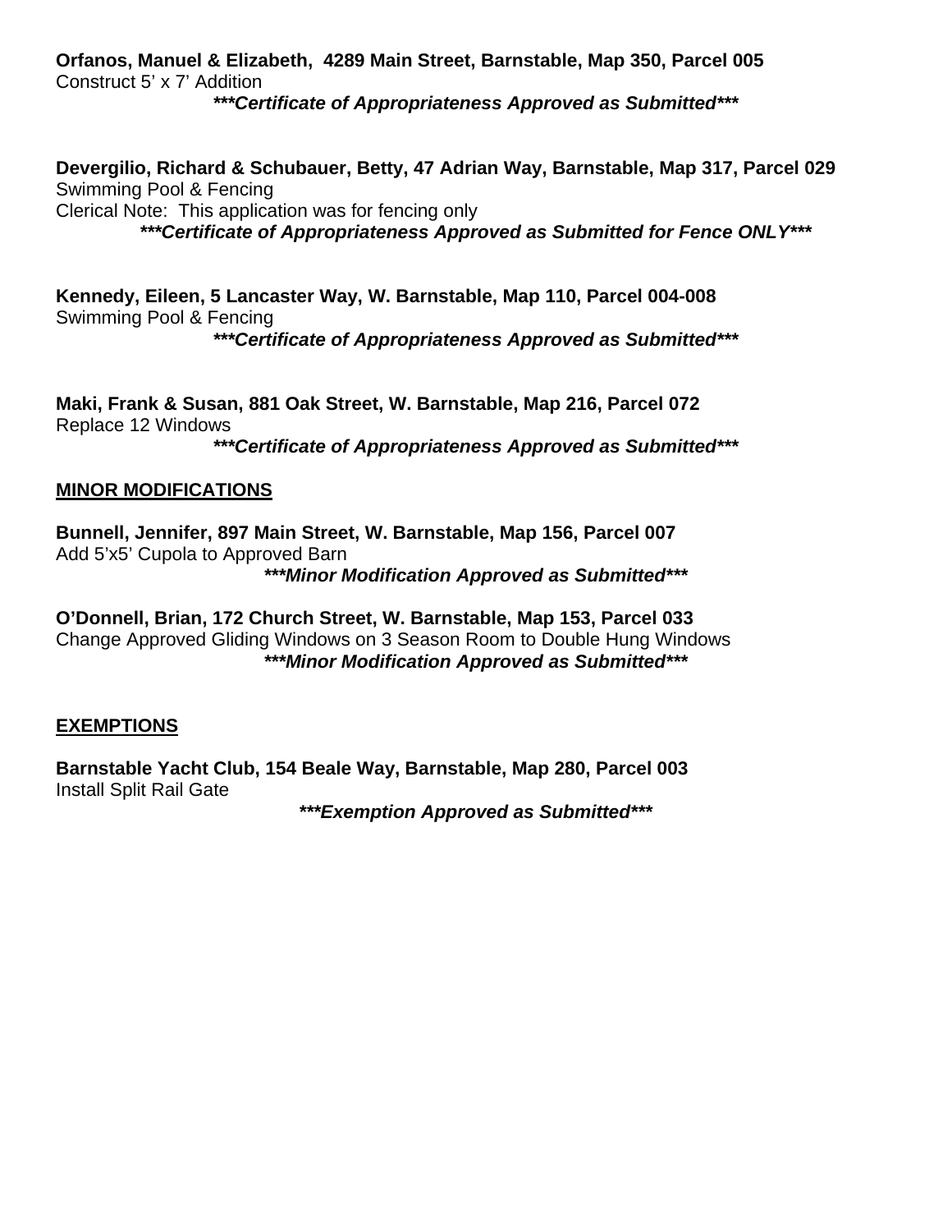**Orfanos, Manuel & Elizabeth, 4289 Main Street, Barnstable, Map 350, Parcel 005**
Construct 5' x 7' Addition

***\*\*\*Certificate of Appropriateness Approved as Submitted\*\*\****

**Devergilio, Richard & Schubauer, Betty, 47 Adrian Way, Barnstable, Map 317, Parcel 029**
Swimming Pool & Fencing
Clerical Note: This application was for fencing only

***\*\*\*Certificate of Appropriateness Approved as Submitted for Fence ONLY\*\*\****

**Kennedy, Eileen, 5 Lancaster Way, W. Barnstable, Map 110, Parcel 004-008**
Swimming Pool & Fencing

***\*\*\*Certificate of Appropriateness Approved as Submitted\*\*\****

**Maki, Frank & Susan, 881 Oak Street, W. Barnstable, Map 216, Parcel 072**
Replace 12 Windows

***\*\*\*Certificate of Appropriateness Approved as Submitted\*\*\****

**<u>MINOR MODIFICATIONS</u>**

**Bunnell, Jennifer, 897 Main Street, W. Barnstable, Map 156, Parcel 007**
Add 5'x5' Cupola to Approved Barn

***\*\*\*Minor Modification Approved as Submitted\*\*\****

**O'Donnell, Brian, 172 Church Street, W. Barnstable, Map 153, Parcel 033**
Change Approved Gliding Windows on 3 Season Room to Double Hung Windows

***\*\*\*Minor Modification Approved as Submitted\*\*\****

**<u>EXEMPTIONS</u>**

**Barnstable Yacht Club, 154 Beale Way, Barnstable, Map 280, Parcel 003**
Install Split Rail Gate

***\*\*\*Exemption Approved as Submitted\*\*\****